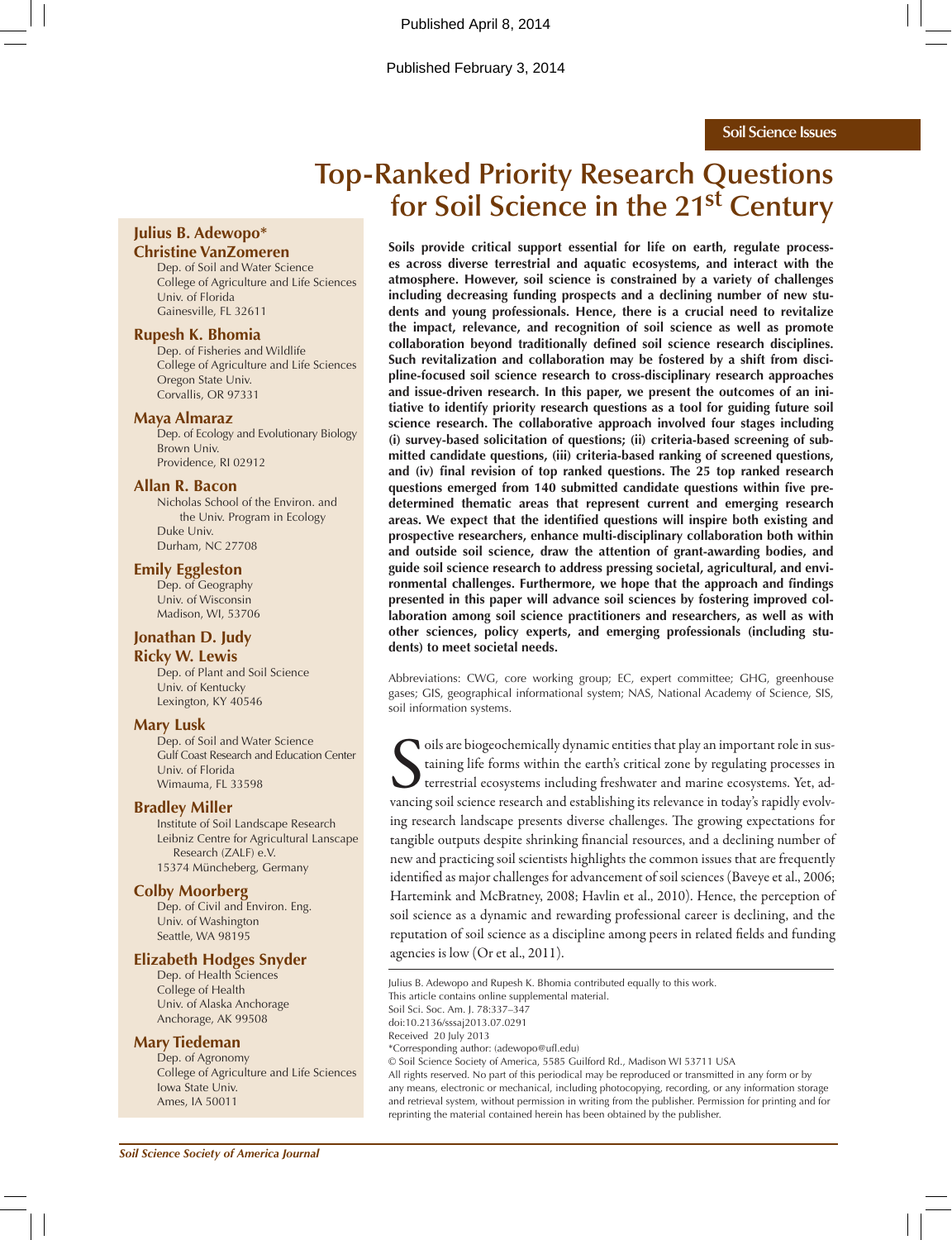Published April 8, 2014

Published February 3, 2014

Soil Science Issues

# Top-Ranked Priority Research Questions for Soil Science in the 21st Century

**Julius B. Adewopo***
**Christine VanZomeren**
Dep. of Soil and Water Science
College of Agriculture and Life Sciences
Univ. of Florida
Gainesville, FL 32611

**Rupesh K. Bhomia**
Dep. of Fisheries and Wildlife
College of Agriculture and Life Sciences
Oregon State Univ.
Corvallis, OR 97331

**Maya Almaraz**
Dep. of Ecology and Evolutionary Biology
Brown Univ.
Providence, RI 02912

**Allan R. Bacon**
Nicholas School of the Environ. and the Univ. Program in Ecology
Duke Univ.
Durham, NC 27708

**Emily Eggleston**
Dep. of Geography
Univ. of Wisconsin
Madison, WI, 53706

**Jonathan D. Judy**
**Ricky W. Lewis**
Dep. of Plant and Soil Science
Univ. of Kentucky
Lexington, KY 40546

**Mary Lusk**
Dep. of Soil and Water Science
Gulf Coast Research and Education Center
Univ. of Florida
Wimauma, FL 33598

**Bradley Miller**
Institute of Soil Landscape Research
Leibniz Centre for Agricultural Lanscape Research (ZALF) e.V.
15374 Müncheberg, Germany

**Colby Moorberg**
Dep. of Civil and Environ. Eng.
Univ. of Washington
Seattle, WA 98195

**Elizabeth Hodges Snyder**
Dep. of Health Sciences
College of Health
Univ. of Alaska Anchorage
Anchorage, AK 99508

**Mary Tiedeman**
Dep. of Agronomy
College of Agriculture and Life Sciences
Iowa State Univ.
Ames, IA 50011

**Soils provide critical support essential for life on earth, regulate processes across diverse terrestrial and aquatic ecosystems, and interact with the atmosphere. However, soil science is constrained by a variety of challenges including decreasing funding prospects and a declining number of new students and young professionals. Hence, there is a crucial need to revitalize the impact, relevance, and recognition of soil science as well as promote collaboration beyond traditionally defined soil science research disciplines. Such revitalization and collaboration may be fostered by a shift from discipline-focused soil science research to cross-disciplinary research approaches and issue-driven research. In this paper, we present the outcomes of an initiative to identify priority research questions as a tool for guiding future soil science research. The collaborative approach involved four stages including (i) survey-based solicitation of questions; (ii) criteria-based screening of submitted candidate questions, (iii) criteria-based ranking of screened questions, and (iv) final revision of top ranked questions. The 25 top ranked research questions emerged from 140 submitted candidate questions within five predetermined thematic areas that represent current and emerging research areas. We expect that the identified questions will inspire both existing and prospective researchers, enhance multi-disciplinary collaboration both within and outside soil science, draw the attention of grant-awarding bodies, and guide soil science research to address pressing societal, agricultural, and environmental challenges. Furthermore, we hope that the approach and findings presented in this paper will advance soil sciences by fostering improved collaboration among soil science practitioners and researchers, as well as with other sciences, policy experts, and emerging professionals (including students) to meet societal needs.**

Abbreviations: CWG, core working group; EC, expert committee; GHG, greenhouse gases; GIS, geographical informational system; NAS, National Academy of Science, SIS, soil information systems.

Soils are biogeochemically dynamic entities that play an important role in sustaining life forms within the earth's critical zone by regulating processes in terrestrial ecosystems including freshwater and marine ecosystems. Yet, advancing soil science research and establishing its relevance in today's rapidly evolving research landscape presents diverse challenges. The growing expectations for tangible outputs despite shrinking financial resources, and a declining number of new and practicing soil scientists highlights the common issues that are frequently identified as major challenges for advancement of soil sciences (Baveye et al., 2006; Hartemink and McBratney, 2008; Havlin et al., 2010). Hence, the perception of soil science as a dynamic and rewarding professional career is declining, and the reputation of soil science as a discipline among peers in related fields and funding agencies is low (Or et al., 2011).

Julius B. Adewopo and Rupesh K. Bhomia contributed equally to this work.
This article contains online supplemental material.
Soil Sci. Soc. Am. J. 78:337–347
doi:10.2136/sssaj2013.07.0291
Received 20 July 2013
*Corresponding author: (adewopo@ufl.edu)
© Soil Science Society of America, 5585 Guilford Rd., Madison WI 53711 USA
All rights reserved. No part of this periodical may be reproduced or transmitted in any form or by any means, electronic or mechanical, including photocopying, recording, or any information storage and retrieval system, without permission in writing from the publisher. Permission for printing and for reprinting the material contained herein has been obtained by the publisher.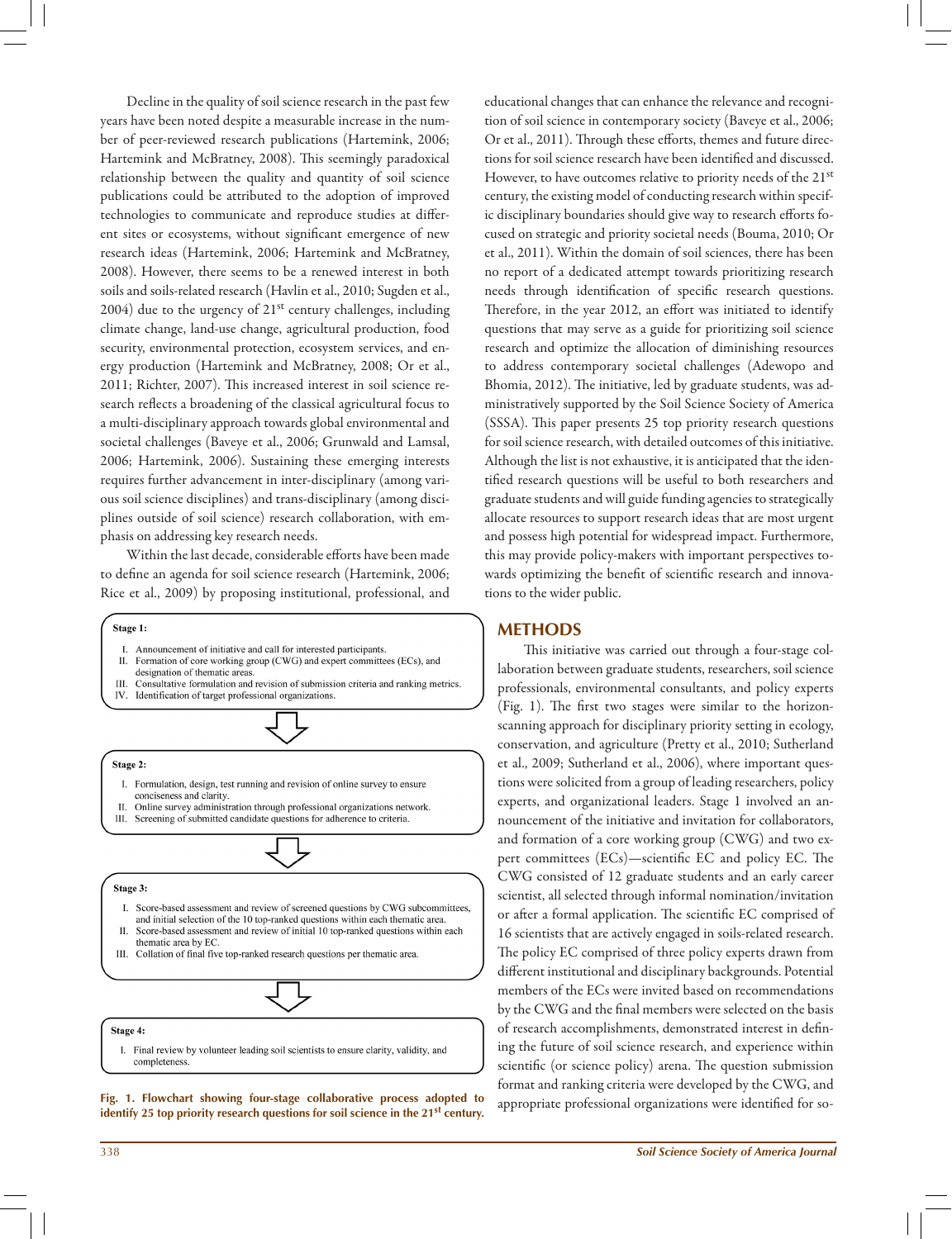Decline in the quality of soil science research in the past few years have been noted despite a measurable increase in the number of peer-reviewed research publications (Hartemink, 2006; Hartemink and McBratney, 2008). This seemingly paradoxical relationship between the quality and quantity of soil science publications could be attributed to the adoption of improved technologies to communicate and reproduce studies at different sites or ecosystems, without significant emergence of new research ideas (Hartemink, 2006; Hartemink and McBratney, 2008). However, there seems to be a renewed interest in both soils and soils-related research (Havlin et al., 2010; Sugden et al., 2004) due to the urgency of 21st century challenges, including climate change, land-use change, agricultural production, food security, environmental protection, ecosystem services, and energy production (Hartemink and McBratney, 2008; Or et al., 2011; Richter, 2007). This increased interest in soil science research reflects a broadening of the classical agricultural focus to a multi-disciplinary approach towards global environmental and societal challenges (Baveye et al., 2006; Grunwald and Lamsal, 2006; Hartemink, 2006). Sustaining these emerging interests requires further advancement in inter-disciplinary (among various soil science disciplines) and trans-disciplinary (among disciplines outside of soil science) research collaboration, with emphasis on addressing key research needs.

Within the last decade, considerable efforts have been made to define an agenda for soil science research (Hartemink, 2006; Rice et al., 2009) by proposing institutional, professional, and educational changes that can enhance the relevance and recognition of soil science in contemporary society (Baveye et al., 2006; Or et al., 2011). Through these efforts, themes and future directions for soil science research have been identified and discussed. However, to have outcomes relative to priority needs of the 21st century, the existing model of conducting research within specific disciplinary boundaries should give way to research efforts focused on strategic and priority societal needs (Bouma, 2010; Or et al., 2011). Within the domain of soil sciences, there has been no report of a dedicated attempt towards prioritizing research needs through identification of specific research questions. Therefore, in the year 2012, an effort was initiated to identify questions that may serve as a guide for prioritizing soil science research and optimize the allocation of diminishing resources to address contemporary societal challenges (Adewopo and Bhomia, 2012). The initiative, led by graduate students, was administratively supported by the Soil Science Society of America (SSSA). This paper presents 25 top priority research questions for soil science research, with detailed outcomes of this initiative. Although the list is not exhaustive, it is anticipated that the identified research questions will be useful to both researchers and graduate students and will guide funding agencies to strategically allocate resources to support research ideas that are most urgent and possess high potential for widespread impact. Furthermore, this may provide policy-makers with important perspectives towards optimizing the benefit of scientific research and innovations to the wider public.

**Stage 1:**

I. Announcement of initiative and call for interested participants.
II. Formation of core working group (CWG) and expert committees (ECs), and designation of thematic areas.
III. Consultative formulation and revision of submission criteria and ranking metrics.
IV. Identification of target professional organizations.

**Stage 2:**

I. Formulation, design, test running and revision of online survey to ensure conciseness and clarity.
II. Online survey administration through professional organizations network.
III. Screening of submitted candidate questions for adherence to criteria.

**Stage 3:**

I. Score-based assessment and review of screened questions by CWG subcommittees, and initial selection of the 10 top-ranked questions within each thematic area.
II. Score-based assessment and review of initial 10 top-ranked questions within each thematic area by EC.
III. Collation of final five top-ranked research questions per thematic area.

**Stage 4:**

I. Final review by volunteer leading soil scientists to ensure clarity, validity, and completeness.

**Fig. 1. Flowchart showing four-stage collaborative process adopted to identify 25 top priority research questions for soil science in the 21st century.**

## METHODS

This initiative was carried out through a four-stage collaboration between graduate students, researchers, soil science professionals, environmental consultants, and policy experts (Fig. 1). The first two stages were similar to the horizon-scanning approach for disciplinary priority setting in ecology, conservation, and agriculture (Pretty et al., 2010; Sutherland et al., 2009; Sutherland et al., 2006), where important questions were solicited from a group of leading researchers, policy experts, and organizational leaders. Stage 1 involved an announcement of the initiative and invitation for collaborators, and formation of a core working group (CWG) and two expert committees (ECs)—scientific EC and policy EC. The CWG consisted of 12 graduate students and an early career scientist, all selected through informal nomination/invitation or after a formal application. The scientific EC comprised of 16 scientists that are actively engaged in soils-related research. The policy EC comprised of three policy experts drawn from different institutional and disciplinary backgrounds. Potential members of the ECs were invited based on recommendations by the CWG and the final members were selected on the basis of research accomplishments, demonstrated interest in defining the future of soil science research, and experience within scientific (or science policy) arena. The question submission format and ranking criteria were developed by the CWG, and appropriate professional organizations were identified for so-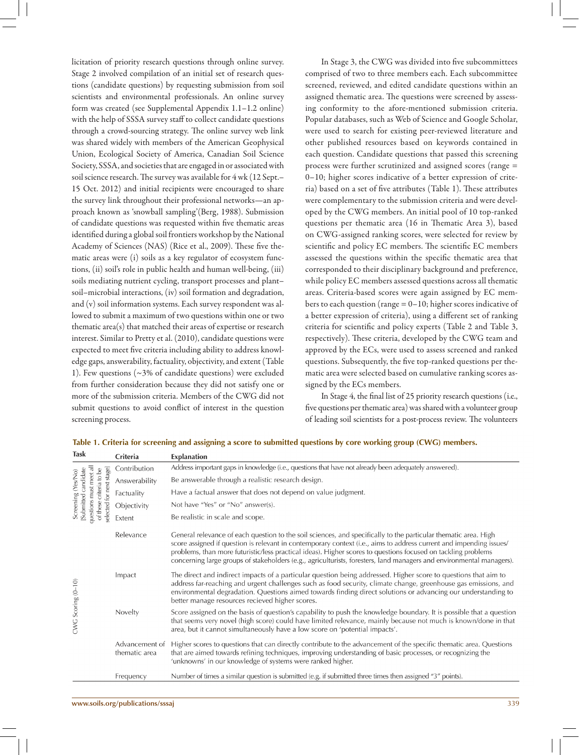licitation of priority research questions through online survey. Stage 2 involved compilation of an initial set of research questions (candidate questions) by requesting submission from soil scientists and environmental professionals. An online survey form was created (see Supplemental Appendix 1.1–1.2 online) with the help of SSSA survey staff to collect candidate questions through a crowd-sourcing strategy. The online survey web link was shared widely with members of the American Geophysical Union, Ecological Society of America, Canadian Soil Science Society, SSSA, and societies that are engaged in or associated with soil science research. The survey was available for 4 wk (12 Sept.–15 Oct. 2012) and initial recipients were encouraged to share the survey link throughout their professional networks—an approach known as 'snowball sampling'(Berg, 1988). Submission of candidate questions was requested within five thematic areas identified during a global soil frontiers workshop by the National Academy of Sciences (NAS) (Rice et al., 2009). These five thematic areas were (i) soils as a key regulator of ecosystem functions, (ii) soil's role in public health and human well-being, (iii) soils mediating nutrient cycling, transport processes and plant–soil–microbial interactions, (iv) soil formation and degradation, and (v) soil information systems. Each survey respondent was allowed to submit a maximum of two questions within one or two thematic area(s) that matched their areas of expertise or research interest. Similar to Pretty et al. (2010), candidate questions were expected to meet five criteria including ability to address knowledge gaps, answerability, factuality, objectivity, and extent (Table 1). Few questions (~3% of candidate questions) were excluded from further consideration because they did not satisfy one or more of the submission criteria. Members of the CWG did not submit questions to avoid conflict of interest in the question screening process.

In Stage 3, the CWG was divided into five subcommittees comprised of two to three members each. Each subcommittee screened, reviewed, and edited candidate questions within an assigned thematic area. The questions were screened by assessing conformity to the afore-mentioned submission criteria. Popular databases, such as Web of Science and Google Scholar, were used to search for existing peer-reviewed literature and other published resources based on keywords contained in each question. Candidate questions that passed this screening process were further scrutinized and assigned scores (range = 0–10; higher scores indicative of a better expression of criteria) based on a set of five attributes (Table 1). These attributes were complementary to the submission criteria and were developed by the CWG members. An initial pool of 10 top-ranked questions per thematic area (16 in Thematic Area 3), based on CWG-assigned ranking scores, were selected for review by scientific and policy EC members. The scientific EC members assessed the questions within the specific thematic area that corresponded to their disciplinary background and preference, while policy EC members assessed questions across all thematic areas. Criteria-based scores were again assigned by EC members to each question (range = 0–10; higher scores indicative of a better expression of criteria), using a different set of ranking criteria for scientific and policy experts (Table 2 and Table 3, respectively). These criteria, developed by the CWG team and approved by the ECs, were used to assess screened and ranked questions. Subsequently, the five top-ranked questions per thematic area were selected based on cumulative ranking scores assigned by the ECs members.

In Stage 4, the final list of 25 priority research questions (i.e., five questions per thematic area) was shared with a volunteer group of leading soil scientists for a post-process review. The volunteers

**Table 1. Criteria for screening and assigning a score to submitted questions by core working group (CWG) members.**

| Task | Criteria | Explanation |
|---|---|---|
| Screening (Yes/No) [Submitted candidate questions must meet all of these criteria to be selected for next stage] | Contribution | Address important gaps in knowledge (i.e., questions that have not already been adequately answered). |
| | Answerability | Be answerable through a realistic research design. |
| | Factuality | Have a factual answer that does not depend on value judgment. |
| | Objectivity | Not have "Yes" or "No" answer(s). |
| | Extent | Be realistic in scale and scope. |
| CWG Scoring (0–10) | Relevance | General relevance of each question to the soil sciences, and specifically to the particular thematic area. High score assigned if question is relevant in contemporary context (i.e., aims to address current and impending issues/problems, than more futuristic/less practical ideas). Higher scores to questions focused on tackling problems concerning large groups of stakeholders (e.g., agriculturists, foresters, land managers and environmental managers). |
| | Impact | The direct and indirect impacts of a particular question being addressed. Higher score to questions that aim to address far-reaching and urgent challenges such as food security, climate change, greenhouse gas emissions, and environmental degradation. Questions aimed towards finding direct solutions or advancing our understanding to better manage resources recieved higher scores. |
| | Novelty | Score assigned on the basis of question's capability to push the knowledge boundary. It is possible that a question that seems very novel (high score) could have limited relevance, mainly because not much is known/done in that area, but it cannot simultaneously have a low score on 'potential impacts'. |
| | Advancement of thematic area | Higher scores to questions that can directly contribute to the advancement of the specific thematic area. Questions that are aimed towards refining techniques, improving understanding of basic processes, or recognizing the 'unknowns' in our knowledge of systems were ranked higher. |
| | Frequency | Number of times a similar question is submitted (e.g. if submitted three times then assigned "3" points). |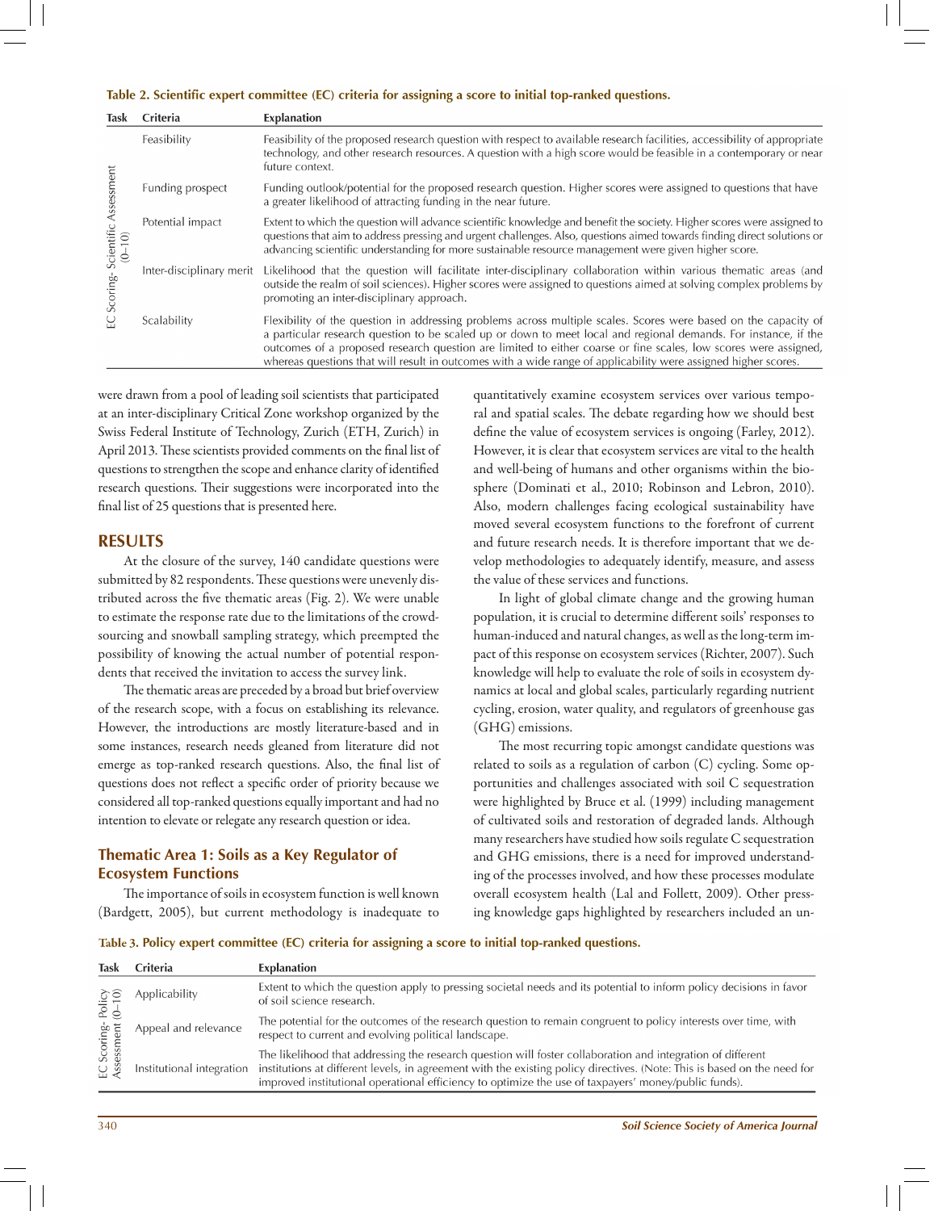**Table 2. Scientific expert committee (EC) criteria for assigning a score to initial top-ranked questions.**

| Task | Criteria | Explanation |
|---|---|---|
| EC Scoring- Scientific Assessment (0–10) | Feasibility | Feasibility of the proposed research question with respect to available research facilities, accessibility of appropriate technology, and other research resources. A question with a high score would be feasible in a contemporary or near future context. |
| | Funding prospect | Funding outlook/potential for the proposed research question. Higher scores were assigned to questions that have a greater likelihood of attracting funding in the near future. |
| | Potential impact | Extent to which the question will advance scientific knowledge and benefit the society. Higher scores were assigned to questions that aim to address pressing and urgent challenges. Also, questions aimed towards finding direct solutions or advancing scientific understanding for more sustainable resource management were given higher score. |
| | Inter-disciplinary merit | Likelihood that the question will facilitate inter-disciplinary collaboration within various thematic areas (and outside the realm of soil sciences). Higher scores were assigned to questions aimed at solving complex problems by promoting an inter-disciplinary approach. |
| | Scalability | Flexibility of the question in addressing problems across multiple scales. Scores were based on the capacity of a particular research question to be scaled up or down to meet local and regional demands. For instance, if the outcomes of a proposed research question are limited to either coarse or fine scales, low scores were assigned, whereas questions that will result in outcomes with a wide range of applicability were assigned higher scores. |

were drawn from a pool of leading soil scientists that participated at an inter-disciplinary Critical Zone workshop organized by the Swiss Federal Institute of Technology, Zurich (ETH, Zurich) in April 2013. These scientists provided comments on the final list of questions to strengthen the scope and enhance clarity of identified research questions. Their suggestions were incorporated into the final list of 25 questions that is presented here.

## RESULTS

At the closure of the survey, 140 candidate questions were submitted by 82 respondents. These questions were unevenly distributed across the five thematic areas (Fig. 2). We were unable to estimate the response rate due to the limitations of the crowd-sourcing and snowball sampling strategy, which preempted the possibility of knowing the actual number of potential respondents that received the invitation to access the survey link.

The thematic areas are preceded by a broad but brief overview of the research scope, with a focus on establishing its relevance. However, the introductions are mostly literature-based and in some instances, research needs gleaned from literature did not emerge as top-ranked research questions. Also, the final list of questions does not reflect a specific order of priority because we considered all top-ranked questions equally important and had no intention to elevate or relegate any research question or idea.

### Thematic Area 1: Soils as a Key Regulator of Ecosystem Functions

The importance of soils in ecosystem function is well known (Bardgett, 2005), but current methodology is inadequate to quantitatively examine ecosystem services over various temporal and spatial scales. The debate regarding how we should best define the value of ecosystem services is ongoing (Farley, 2012). However, it is clear that ecosystem services are vital to the health and well-being of humans and other organisms within the biosphere (Dominati et al., 2010; Robinson and Lebron, 2010). Also, modern challenges facing ecological sustainability have moved several ecosystem functions to the forefront of current and future research needs. It is therefore important that we develop methodologies to adequately identify, measure, and assess the value of these services and functions.

In light of global climate change and the growing human population, it is crucial to determine different soils' responses to human-induced and natural changes, as well as the long-term impact of this response on ecosystem services (Richter, 2007). Such knowledge will help to evaluate the role of soils in ecosystem dynamics at local and global scales, particularly regarding nutrient cycling, erosion, water quality, and regulators of greenhouse gas (GHG) emissions.

The most recurring topic amongst candidate questions was related to soils as a regulation of carbon (C) cycling. Some opportunities and challenges associated with soil C sequestration were highlighted by Bruce et al. (1999) including management of cultivated soils and restoration of degraded lands. Although many researchers have studied how soils regulate C sequestration and GHG emissions, there is a need for improved understanding of the processes involved, and how these processes modulate overall ecosystem health (Lal and Follett, 2009). Other pressing knowledge gaps highlighted by researchers included an un-

**Table 3. Policy expert committee (EC) criteria for assigning a score to initial top-ranked questions.**

| Task | Criteria | Explanation |
|---|---|---|
| EC Scoring- Policy Assessment (0–10) | Applicability | Extent to which the question apply to pressing societal needs and its potential to inform policy decisions in favor of soil science research. |
| | Appeal and relevance | The potential for the outcomes of the research question to remain congruent to policy interests over time, with respect to current and evolving political landscape. |
| | Institutional integration | The likelihood that addressing the research question will foster collaboration and integration of different institutions at different levels, in agreement with the existing policy directives. (Note: This is based on the need for improved institutional operational efficiency to optimize the use of taxpayers' money/public funds). |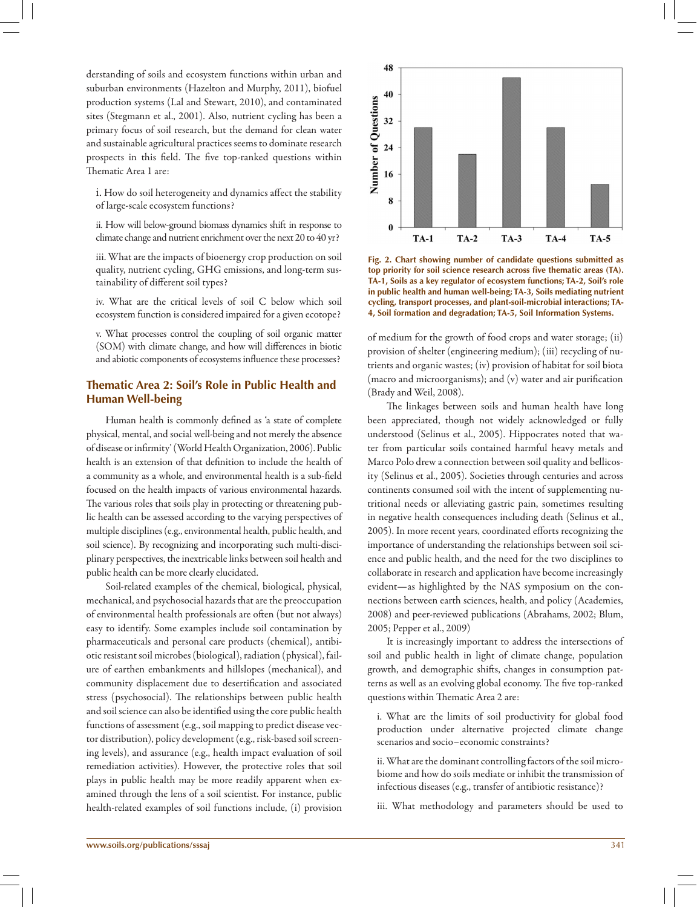derstanding of soils and ecosystem functions within urban and suburban environments (Hazelton and Murphy, 2011), biofuel production systems (Lal and Stewart, 2010), and contaminated sites (Stegmann et al., 2001). Also, nutrient cycling has been a primary focus of soil research, but the demand for clean water and sustainable agricultural practices seems to dominate research prospects in this field. The five top-ranked questions within Thematic Area 1 are:

i. How do soil heterogeneity and dynamics affect the stability of large-scale ecosystem functions?

ii. How will below-ground biomass dynamics shift in response to climate change and nutrient enrichment over the next 20 to 40 yr?

iii. What are the impacts of bioenergy crop production on soil quality, nutrient cycling, GHG emissions, and long-term sustainability of different soil types?

iv. What are the critical levels of soil C below which soil ecosystem function is considered impaired for a given ecotope?

v. What processes control the coupling of soil organic matter (SOM) with climate change, and how will differences in biotic and abiotic components of ecosystems influence these processes?

## Thematic Area 2: Soil's Role in Public Health and Human Well-being

Human health is commonly defined as 'a state of complete physical, mental, and social well-being and not merely the absence of disease or infirmity' (World Health Organization, 2006). Public health is an extension of that definition to include the health of a community as a whole, and environmental health is a sub-field focused on the health impacts of various environmental hazards. The various roles that soils play in protecting or threatening public health can be assessed according to the varying perspectives of multiple disciplines (e.g., environmental health, public health, and soil science). By recognizing and incorporating such multi-disciplinary perspectives, the inextricable links between soil health and public health can be more clearly elucidated.

Soil-related examples of the chemical, biological, physical, mechanical, and psychosocial hazards that are the preoccupation of environmental health professionals are often (but not always) easy to identify. Some examples include soil contamination by pharmaceuticals and personal care products (chemical), antibiotic resistant soil microbes (biological), radiation (physical), failure of earthen embankments and hillslopes (mechanical), and community displacement due to desertification and associated stress (psychosocial). The relationships between public health and soil science can also be identified using the core public health functions of assessment (e.g., soil mapping to predict disease vector distribution), policy development (e.g., risk-based soil screening levels), and assurance (e.g., health impact evaluation of soil remediation activities). However, the protective roles that soil plays in public health may be more readily apparent when examined through the lens of a soil scientist. For instance, public health-related examples of soil functions include, (i) provision of medium for the growth of food crops and water storage; (ii) provision of shelter (engineering medium); (iii) recycling of nutrients and organic wastes; (iv) provision of habitat for soil biota (macro and microorganisms); and (v) water and air purification (Brady and Weil, 2008).

Number of Questions
48
40
32
24
16
8
0
TA-1
TA-2
TA-3
TA-4
TA-5

**Fig. 2. Chart showing number of candidate questions submitted as top priority for soil science research across five thematic areas (TA). TA-1, Soils as a key regulator of ecosystem functions; TA-2, Soil's role in public health and human well-being; TA-3, Soils mediating nutrient cycling, transport processes, and plant-soil-microbial interactions; TA-4, Soil formation and degradation; TA-5, Soil Information Systems.**

The linkages between soils and human health have long been appreciated, though not widely acknowledged or fully understood (Selinus et al., 2005). Hippocrates noted that water from particular soils contained harmful heavy metals and Marco Polo drew a connection between soil quality and bellicosity (Selinus et al., 2005). Societies through centuries and across continents consumed soil with the intent of supplementing nutritional needs or alleviating gastric pain, sometimes resulting in negative health consequences including death (Selinus et al., 2005). In more recent years, coordinated efforts recognizing the importance of understanding the relationships between soil science and public health, and the need for the two disciplines to collaborate in research and application have become increasingly evident—as highlighted by the NAS symposium on the connections between earth sciences, health, and policy (Academies, 2008) and peer-reviewed publications (Abrahams, 2002; Blum, 2005; Pepper et al., 2009)

It is increasingly important to address the intersections of soil and public health in light of climate change, population growth, and demographic shifts, changes in consumption patterns as well as an evolving global economy. The five top-ranked questions within Thematic Area 2 are:

i. What are the limits of soil productivity for global food production under alternative projected climate change scenarios and socio–economic constraints?

ii. What are the dominant controlling factors of the soil microbiome and how do soils mediate or inhibit the transmission of infectious diseases (e.g., transfer of antibiotic resistance)?

iii. What methodology and parameters should be used to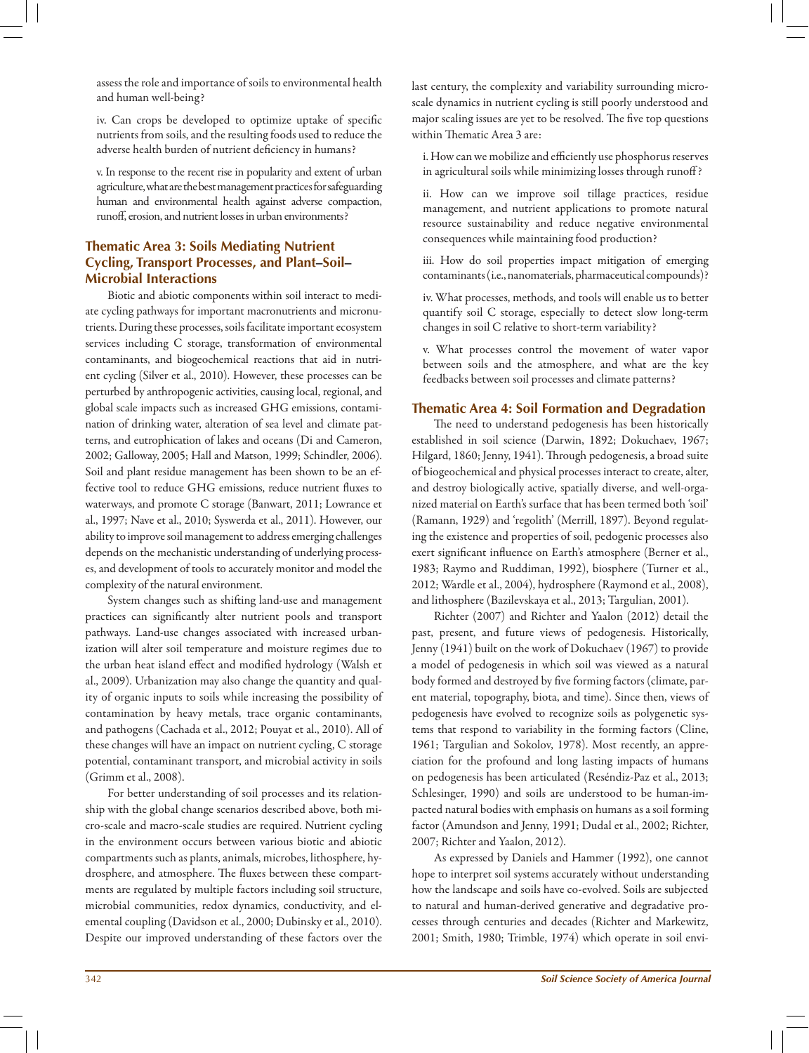assess the role and importance of soils to environmental health and human well-being?

iv. Can crops be developed to optimize uptake of specific nutrients from soils, and the resulting foods used to reduce the adverse health burden of nutrient deficiency in humans?

v. In response to the recent rise in popularity and extent of urban agriculture, what are the best management practices for safeguarding human and environmental health against adverse compaction, runoff, erosion, and nutrient losses in urban environments?

### Thematic Area 3: Soils Mediating Nutrient Cycling, Transport Processes, and Plant–Soil–Microbial Interactions

Biotic and abiotic components within soil interact to mediate cycling pathways for important macronutrients and micronutrients. During these processes, soils facilitate important ecosystem services including C storage, transformation of environmental contaminants, and biogeochemical reactions that aid in nutrient cycling (Silver et al., 2010). However, these processes can be perturbed by anthropogenic activities, causing local, regional, and global scale impacts such as increased GHG emissions, contamination of drinking water, alteration of sea level and climate patterns, and eutrophication of lakes and oceans (Di and Cameron, 2002; Galloway, 2005; Hall and Matson, 1999; Schindler, 2006). Soil and plant residue management has been shown to be an effective tool to reduce GHG emissions, reduce nutrient fluxes to waterways, and promote C storage (Banwart, 2011; Lowrance et al., 1997; Nave et al., 2010; Syswerda et al., 2011). However, our ability to improve soil management to address emerging challenges depends on the mechanistic understanding of underlying processes, and development of tools to accurately monitor and model the complexity of the natural environment.

System changes such as shifting land-use and management practices can significantly alter nutrient pools and transport pathways. Land-use changes associated with increased urbanization will alter soil temperature and moisture regimes due to the urban heat island effect and modified hydrology (Walsh et al., 2009). Urbanization may also change the quantity and quality of organic inputs to soils while increasing the possibility of contamination by heavy metals, trace organic contaminants, and pathogens (Cachada et al., 2012; Pouyat et al., 2010). All of these changes will have an impact on nutrient cycling, C storage potential, contaminant transport, and microbial activity in soils (Grimm et al., 2008).

For better understanding of soil processes and its relationship with the global change scenarios described above, both micro-scale and macro-scale studies are required. Nutrient cycling in the environment occurs between various biotic and abiotic compartments such as plants, animals, microbes, lithosphere, hydrosphere, and atmosphere. The fluxes between these compartments are regulated by multiple factors including soil structure, microbial communities, redox dynamics, conductivity, and elemental coupling (Davidson et al., 2000; Dubinsky et al., 2010). Despite our improved understanding of these factors over the last century, the complexity and variability surrounding micro-scale dynamics in nutrient cycling is still poorly understood and major scaling issues are yet to be resolved. The five top questions within Thematic Area 3 are:

i. How can we mobilize and efficiently use phosphorus reserves in agricultural soils while minimizing losses through runoff?

ii. How can we improve soil tillage practices, residue management, and nutrient applications to promote natural resource sustainability and reduce negative environmental consequences while maintaining food production?

iii. How do soil properties impact mitigation of emerging contaminants (i.e., nanomaterials, pharmaceutical compounds)?

iv. What processes, methods, and tools will enable us to better quantify soil C storage, especially to detect slow long-term changes in soil C relative to short-term variability?

v. What processes control the movement of water vapor between soils and the atmosphere, and what are the key feedbacks between soil processes and climate patterns?

### Thematic Area 4: Soil Formation and Degradation

The need to understand pedogenesis has been historically established in soil science (Darwin, 1892; Dokuchaev, 1967; Hilgard, 1860; Jenny, 1941). Through pedogenesis, a broad suite of biogeochemical and physical processes interact to create, alter, and destroy biologically active, spatially diverse, and well-organized material on Earth's surface that has been termed both 'soil' (Ramann, 1929) and 'regolith' (Merrill, 1897). Beyond regulating the existence and properties of soil, pedogenic processes also exert significant influence on Earth's atmosphere (Berner et al., 1983; Raymo and Ruddiman, 1992), biosphere (Turner et al., 2012; Wardle et al., 2004), hydrosphere (Raymond et al., 2008), and lithosphere (Bazilevskaya et al., 2013; Targulian, 2001).

Richter (2007) and Richter and Yaalon (2012) detail the past, present, and future views of pedogenesis. Historically, Jenny (1941) built on the work of Dokuchaev (1967) to provide a model of pedogenesis in which soil was viewed as a natural body formed and destroyed by five forming factors (climate, parent material, topography, biota, and time). Since then, views of pedogenesis have evolved to recognize soils as polygenetic systems that respond to variability in the forming factors (Cline, 1961; Targulian and Sokolov, 1978). Most recently, an appreciation for the profound and long lasting impacts of humans on pedogenesis has been articulated (Reséndiz-Paz et al., 2013; Schlesinger, 1990) and soils are understood to be human-impacted natural bodies with emphasis on humans as a soil forming factor (Amundson and Jenny, 1991; Dudal et al., 2002; Richter, 2007; Richter and Yaalon, 2012).

As expressed by Daniels and Hammer (1992), one cannot hope to interpret soil systems accurately without understanding how the landscape and soils have co-evolved. Soils are subjected to natural and human-derived generative and degradative processes through centuries and decades (Richter and Markewitz, 2001; Smith, 1980; Trimble, 1974) which operate in soil envi-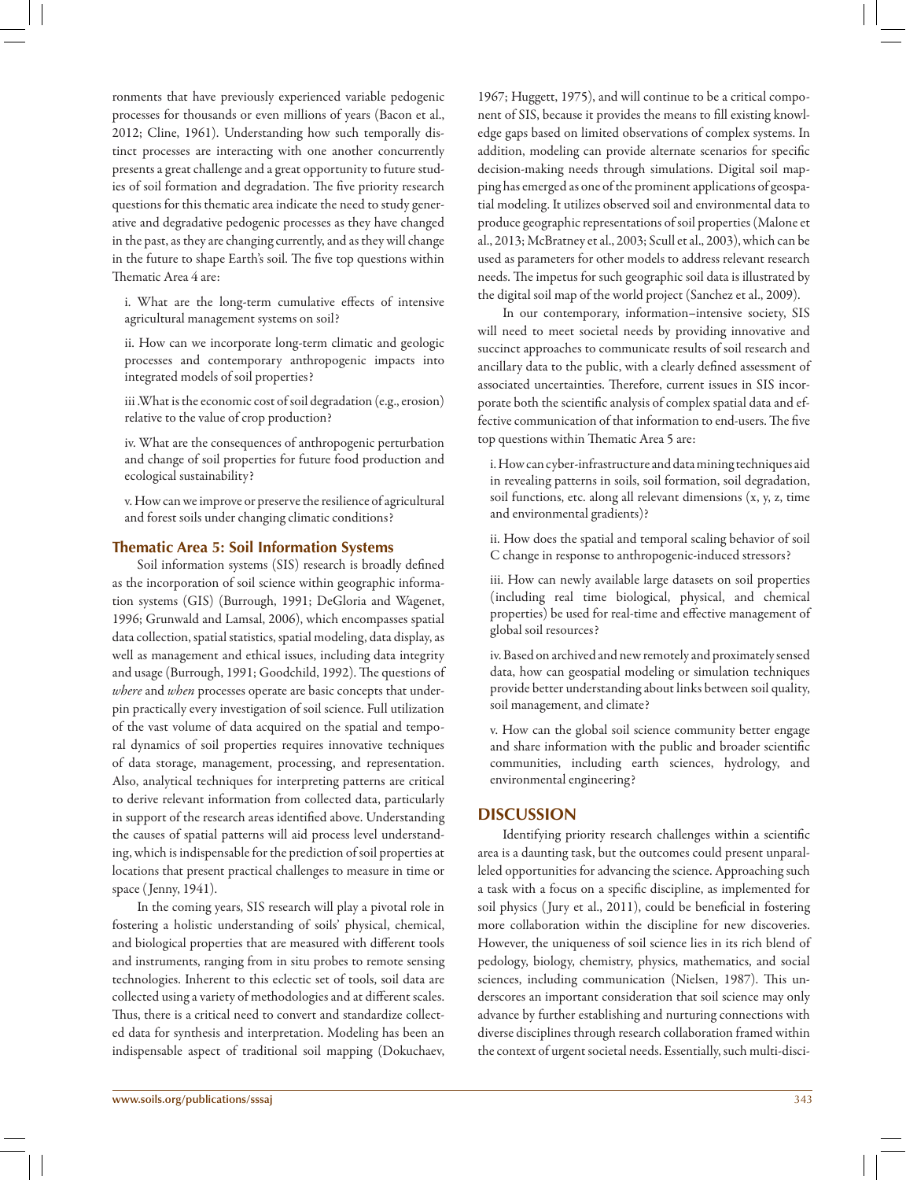ronments that have previously experienced variable pedogenic processes for thousands or even millions of years (Bacon et al., 2012; Cline, 1961). Understanding how such temporally distinct processes are interacting with one another concurrently presents a great challenge and a great opportunity to future studies of soil formation and degradation. The five priority research questions for this thematic area indicate the need to study generative and degradative pedogenic processes as they have changed in the past, as they are changing currently, and as they will change in the future to shape Earth's soil. The five top questions within Thematic Area 4 are:

i. What are the long-term cumulative effects of intensive agricultural management systems on soil?

ii. How can we incorporate long-term climatic and geologic processes and contemporary anthropogenic impacts into integrated models of soil properties?

iii .What is the economic cost of soil degradation (e.g., erosion) relative to the value of crop production?

iv. What are the consequences of anthropogenic perturbation and change of soil properties for future food production and ecological sustainability?

v. How can we improve or preserve the resilience of agricultural and forest soils under changing climatic conditions?

### Thematic Area 5: Soil Information Systems

Soil information systems (SIS) research is broadly defined as the incorporation of soil science within geographic information systems (GIS) (Burrough, 1991; DeGloria and Wagenet, 1996; Grunwald and Lamsal, 2006), which encompasses spatial data collection, spatial statistics, spatial modeling, data display, as well as management and ethical issues, including data integrity and usage (Burrough, 1991; Goodchild, 1992). The questions of *where* and *when* processes operate are basic concepts that underpin practically every investigation of soil science. Full utilization of the vast volume of data acquired on the spatial and temporal dynamics of soil properties requires innovative techniques of data storage, management, processing, and representation. Also, analytical techniques for interpreting patterns are critical to derive relevant information from collected data, particularly in support of the research areas identified above. Understanding the causes of spatial patterns will aid process level understanding, which is indispensable for the prediction of soil properties at locations that present practical challenges to measure in time or space (Jenny, 1941).

In the coming years, SIS research will play a pivotal role in fostering a holistic understanding of soils' physical, chemical, and biological properties that are measured with different tools and instruments, ranging from in situ probes to remote sensing technologies. Inherent to this eclectic set of tools, soil data are collected using a variety of methodologies and at different scales. Thus, there is a critical need to convert and standardize collected data for synthesis and interpretation. Modeling has been an indispensable aspect of traditional soil mapping (Dokuchaev, 1967; Huggett, 1975), and will continue to be a critical component of SIS, because it provides the means to fill existing knowledge gaps based on limited observations of complex systems. In addition, modeling can provide alternate scenarios for specific decision-making needs through simulations. Digital soil mapping has emerged as one of the prominent applications of geospatial modeling. It utilizes observed soil and environmental data to produce geographic representations of soil properties (Malone et al., 2013; McBratney et al., 2003; Scull et al., 2003), which can be used as parameters for other models to address relevant research needs. The impetus for such geographic soil data is illustrated by the digital soil map of the world project (Sanchez et al., 2009).

In our contemporary, information–intensive society, SIS will need to meet societal needs by providing innovative and succinct approaches to communicate results of soil research and ancillary data to the public, with a clearly defined assessment of associated uncertainties. Therefore, current issues in SIS incorporate both the scientific analysis of complex spatial data and effective communication of that information to end-users. The five top questions within Thematic Area 5 are:

i. How can cyber-infrastructure and data mining techniques aid in revealing patterns in soils, soil formation, soil degradation, soil functions, etc. along all relevant dimensions (x, y, z, time and environmental gradients)?

ii. How does the spatial and temporal scaling behavior of soil C change in response to anthropogenic-induced stressors?

iii. How can newly available large datasets on soil properties (including real time biological, physical, and chemical properties) be used for real-time and effective management of global soil resources?

iv. Based on archived and new remotely and proximately sensed data, how can geospatial modeling or simulation techniques provide better understanding about links between soil quality, soil management, and climate?

v. How can the global soil science community better engage and share information with the public and broader scientific communities, including earth sciences, hydrology, and environmental engineering?

## DISCUSSION

Identifying priority research challenges within a scientific area is a daunting task, but the outcomes could present unparalleled opportunities for advancing the science. Approaching such a task with a focus on a specific discipline, as implemented for soil physics (Jury et al., 2011), could be beneficial in fostering more collaboration within the discipline for new discoveries. However, the uniqueness of soil science lies in its rich blend of pedology, biology, chemistry, physics, mathematics, and social sciences, including communication (Nielsen, 1987). This underscores an important consideration that soil science may only advance by further establishing and nurturing connections with diverse disciplines through research collaboration framed within the context of urgent societal needs. Essentially, such multi-disci-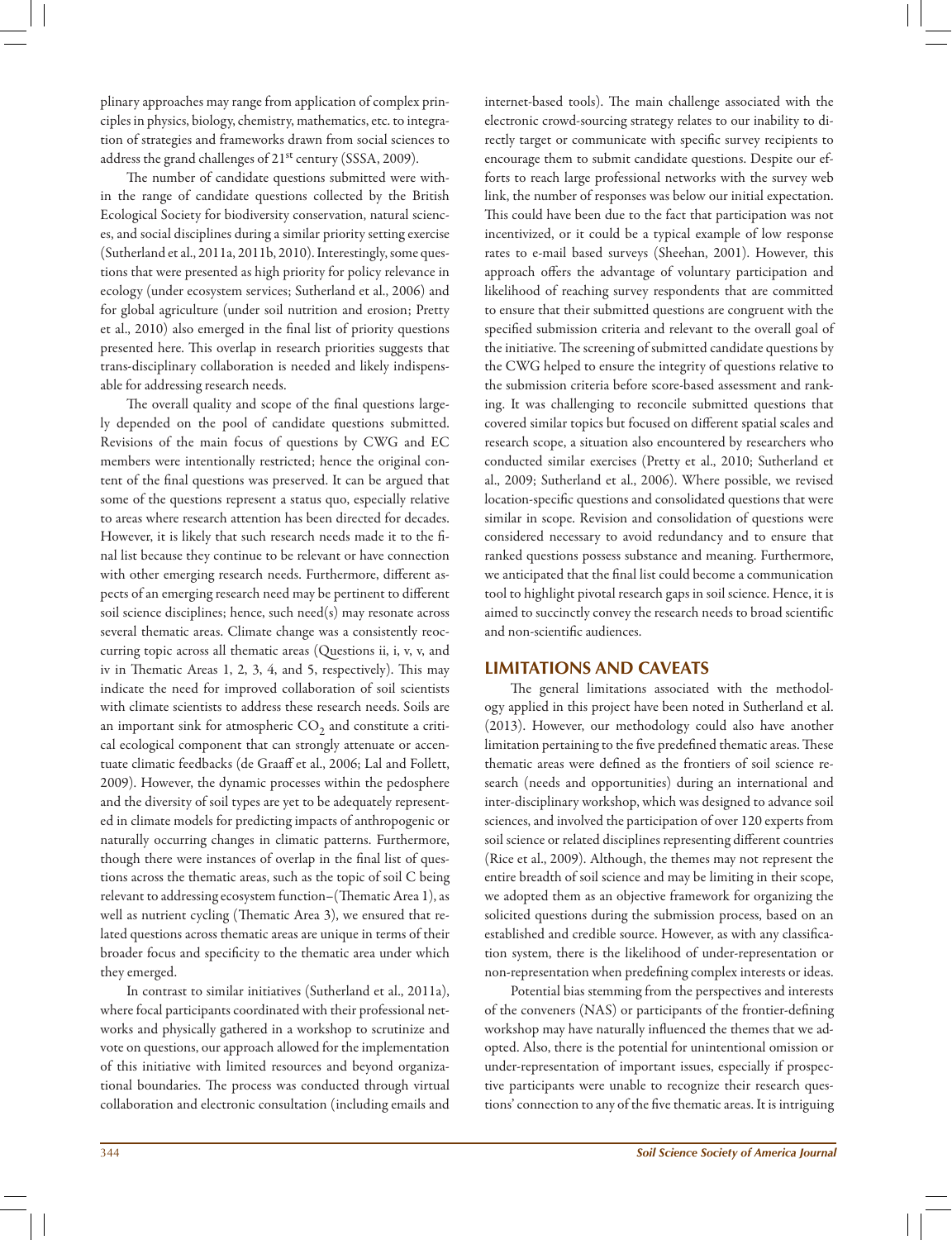plinary approaches may range from application of complex principles in physics, biology, chemistry, mathematics, etc. to integration of strategies and frameworks drawn from social sciences to address the grand challenges of 21st century (SSSA, 2009).

The number of candidate questions submitted were within the range of candidate questions collected by the British Ecological Society for biodiversity conservation, natural sciences, and social disciplines during a similar priority setting exercise (Sutherland et al., 2011a, 2011b, 2010). Interestingly, some questions that were presented as high priority for policy relevance in ecology (under ecosystem services; Sutherland et al., 2006) and for global agriculture (under soil nutrition and erosion; Pretty et al., 2010) also emerged in the final list of priority questions presented here. This overlap in research priorities suggests that trans-disciplinary collaboration is needed and likely indispensable for addressing research needs.

The overall quality and scope of the final questions largely depended on the pool of candidate questions submitted. Revisions of the main focus of questions by CWG and EC members were intentionally restricted; hence the original content of the final questions was preserved. It can be argued that some of the questions represent a status quo, especially relative to areas where research attention has been directed for decades. However, it is likely that such research needs made it to the final list because they continue to be relevant or have connection with other emerging research needs. Furthermore, different aspects of an emerging research need may be pertinent to different soil science disciplines; hence, such need(s) may resonate across several thematic areas. Climate change was a consistently reoccurring topic across all thematic areas (Questions ii, i, v, v, and iv in Thematic Areas 1, 2, 3, 4, and 5, respectively). This may indicate the need for improved collaboration of soil scientists with climate scientists to address these research needs. Soils are an important sink for atmospheric $CO_2$ and constitute a critical ecological component that can strongly attenuate or accentuate climatic feedbacks (de Graaff et al., 2006; Lal and Follett, 2009). However, the dynamic processes within the pedosphere and the diversity of soil types are yet to be adequately represented in climate models for predicting impacts of anthropogenic or naturally occurring changes in climatic patterns. Furthermore, though there were instances of overlap in the final list of questions across the thematic areas, such as the topic of soil C being relevant to addressing ecosystem function–(Thematic Area 1), as well as nutrient cycling (Thematic Area 3), we ensured that related questions across thematic areas are unique in terms of their broader focus and specificity to the thematic area under which they emerged.

In contrast to similar initiatives (Sutherland et al., 2011a), where focal participants coordinated with their professional networks and physically gathered in a workshop to scrutinize and vote on questions, our approach allowed for the implementation of this initiative with limited resources and beyond organizational boundaries. The process was conducted through virtual collaboration and electronic consultation (including emails and internet-based tools). The main challenge associated with the electronic crowd-sourcing strategy relates to our inability to directly target or communicate with specific survey recipients to encourage them to submit candidate questions. Despite our efforts to reach large professional networks with the survey web link, the number of responses was below our initial expectation. This could have been due to the fact that participation was not incentivized, or it could be a typical example of low response rates to e-mail based surveys (Sheehan, 2001). However, this approach offers the advantage of voluntary participation and likelihood of reaching survey respondents that are committed to ensure that their submitted questions are congruent with the specified submission criteria and relevant to the overall goal of the initiative. The screening of submitted candidate questions by the CWG helped to ensure the integrity of questions relative to the submission criteria before score-based assessment and ranking. It was challenging to reconcile submitted questions that covered similar topics but focused on different spatial scales and research scope, a situation also encountered by researchers who conducted similar exercises (Pretty et al., 2010; Sutherland et al., 2009; Sutherland et al., 2006). Where possible, we revised location-specific questions and consolidated questions that were similar in scope. Revision and consolidation of questions were considered necessary to avoid redundancy and to ensure that ranked questions possess substance and meaning. Furthermore, we anticipated that the final list could become a communication tool to highlight pivotal research gaps in soil science. Hence, it is aimed to succinctly convey the research needs to broad scientific and non-scientific audiences.

## LIMITATIONS AND CAVEATS

The general limitations associated with the methodology applied in this project have been noted in Sutherland et al. (2013). However, our methodology could also have another limitation pertaining to the five predefined thematic areas. These thematic areas were defined as the frontiers of soil science research (needs and opportunities) during an international and inter-disciplinary workshop, which was designed to advance soil sciences, and involved the participation of over 120 experts from soil science or related disciplines representing different countries (Rice et al., 2009). Although, the themes may not represent the entire breadth of soil science and may be limiting in their scope, we adopted them as an objective framework for organizing the solicited questions during the submission process, based on an established and credible source. However, as with any classification system, there is the likelihood of under-representation or non-representation when predefining complex interests or ideas.

Potential bias stemming from the perspectives and interests of the conveners (NAS) or participants of the frontier-defining workshop may have naturally influenced the themes that we adopted. Also, there is the potential for unintentional omission or under-representation of important issues, especially if prospective participants were unable to recognize their research questions' connection to any of the five thematic areas. It is intriguing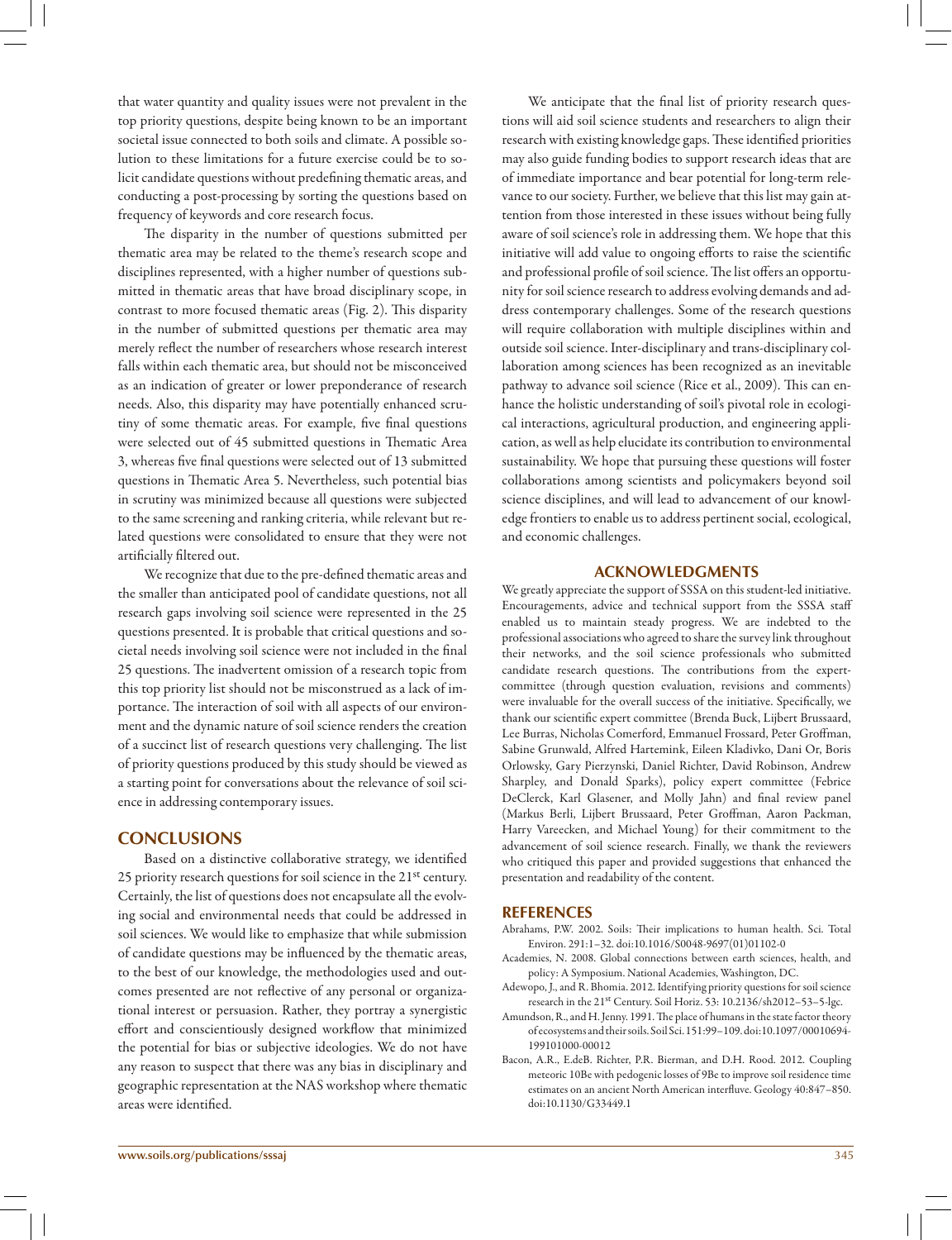that water quantity and quality issues were not prevalent in the top priority questions, despite being known to be an important societal issue connected to both soils and climate. A possible solution to these limitations for a future exercise could be to solicit candidate questions without predefining thematic areas, and conducting a post-processing by sorting the questions based on frequency of keywords and core research focus.

The disparity in the number of questions submitted per thematic area may be related to the theme's research scope and disciplines represented, with a higher number of questions submitted in thematic areas that have broad disciplinary scope, in contrast to more focused thematic areas (Fig. 2). This disparity in the number of submitted questions per thematic area may merely reflect the number of researchers whose research interest falls within each thematic area, but should not be misconceived as an indication of greater or lower preponderance of research needs. Also, this disparity may have potentially enhanced scrutiny of some thematic areas. For example, five final questions were selected out of 45 submitted questions in Thematic Area 3, whereas five final questions were selected out of 13 submitted questions in Thematic Area 5. Nevertheless, such potential bias in scrutiny was minimized because all questions were subjected to the same screening and ranking criteria, while relevant but related questions were consolidated to ensure that they were not artificially filtered out.

We recognize that due to the pre-defined thematic areas and the smaller than anticipated pool of candidate questions, not all research gaps involving soil science were represented in the 25 questions presented. It is probable that critical questions and societal needs involving soil science were not included in the final 25 questions. The inadvertent omission of a research topic from this top priority list should not be misconstrued as a lack of importance. The interaction of soil with all aspects of our environment and the dynamic nature of soil science renders the creation of a succinct list of research questions very challenging. The list of priority questions produced by this study should be viewed as a starting point for conversations about the relevance of soil science in addressing contemporary issues.

## CONCLUSIONS

Based on a distinctive collaborative strategy, we identified 25 priority research questions for soil science in the 21st century. Certainly, the list of questions does not encapsulate all the evolving social and environmental needs that could be addressed in soil sciences. We would like to emphasize that while submission of candidate questions may be influenced by the thematic areas, to the best of our knowledge, the methodologies used and outcomes presented are not reflective of any personal or organizational interest or persuasion. Rather, they portray a synergistic effort and conscientiously designed workflow that minimized the potential for bias or subjective ideologies. We do not have any reason to suspect that there was any bias in disciplinary and geographic representation at the NAS workshop where thematic areas were identified.

We anticipate that the final list of priority research questions will aid soil science students and researchers to align their research with existing knowledge gaps. These identified priorities may also guide funding bodies to support research ideas that are of immediate importance and bear potential for long-term relevance to our society. Further, we believe that this list may gain attention from those interested in these issues without being fully aware of soil science's role in addressing them. We hope that this initiative will add value to ongoing efforts to raise the scientific and professional profile of soil science. The list offers an opportunity for soil science research to address evolving demands and address contemporary challenges. Some of the research questions will require collaboration with multiple disciplines within and outside soil science. Inter-disciplinary and trans-disciplinary collaboration among sciences has been recognized as an inevitable pathway to advance soil science (Rice et al., 2009). This can enhance the holistic understanding of soil's pivotal role in ecological interactions, agricultural production, and engineering application, as well as help elucidate its contribution to environmental sustainability. We hope that pursuing these questions will foster collaborations among scientists and policymakers beyond soil science disciplines, and will lead to advancement of our knowledge frontiers to enable us to address pertinent social, ecological, and economic challenges.

## ACKNOWLEDGMENTS

We greatly appreciate the support of SSSA on this student-led initiative. Encouragements, advice and technical support from the SSSA staff enabled us to maintain steady progress. We are indebted to the professional associations who agreed to share the survey link throughout their networks, and the soil science professionals who submitted candidate research questions. The contributions from the expert-committee (through question evaluation, revisions and comments) were invaluable for the overall success of the initiative. Specifically, we thank our scientific expert committee (Brenda Buck, Lijbert Brussaard, Lee Burras, Nicholas Comerford, Emmanuel Frossard, Peter Groffman, Sabine Grunwald, Alfred Hartemink, Eileen Kladivko, Dani Or, Boris Orlowsky, Gary Pierzynski, Daniel Richter, David Robinson, Andrew Sharpley, and Donald Sparks), policy expert committee (Febrice DeClerck, Karl Glasener, and Molly Jahn) and final review panel (Markus Berli, Lijbert Brussaard, Peter Groffman, Aaron Packman, Harry Vareecken, and Michael Young) for their commitment to the advancement of soil science research. Finally, we thank the reviewers who critiqued this paper and provided suggestions that enhanced the presentation and readability of the content.

## REFERENCES

Abrahams, P.W. 2002. Soils: Their implications to human health. Sci. Total Environ. 291:1–32. doi:10.1016/S0048-9697(01)01102-0

Academies, N. 2008. Global connections between earth sciences, health, and policy: A Symposium. National Academies, Washington, DC.

Adewopo, J., and R. Bhomia. 2012. Identifying priority questions for soil science research in the 21st Century. Soil Horiz. 53: 10.2136/sh2012–53–5-lgc.

Amundson, R., and H. Jenny. 1991. The place of humans in the state factor theory of ecosystems and their soils. Soil Sci. 151:99–109. doi:10.1097/00010694-199101000-00012

Bacon, A.R., E.deB. Richter, P.R. Bierman, and D.H. Rood. 2012. Coupling meteoric 10Be with pedogenic losses of 9Be to improve soil residence time estimates on an ancient North American interfluve. Geology 40:847–850. doi:10.1130/G33449.1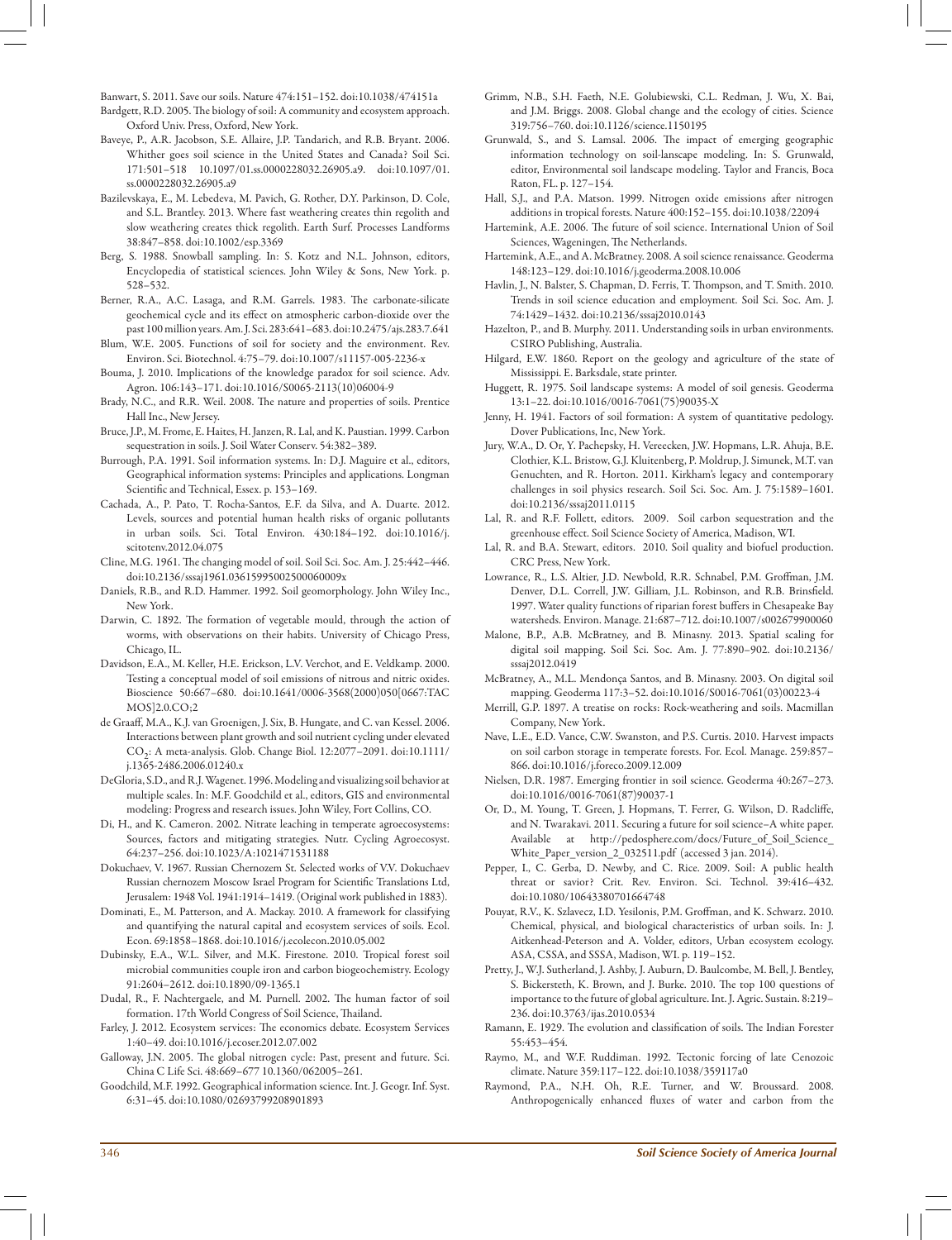Banwart, S. 2011. Save our soils. Nature 474:151–152. doi:10.1038/474151a

Bardgett, R.D. 2005. The biology of soil: A community and ecosystem approach. Oxford Univ. Press, Oxford, New York.

Baveye, P., A.R. Jacobson, S.E. Allaire, J.P. Tandarich, and R.B. Bryant. 2006. Whither goes soil science in the United States and Canada? Soil Sci. 171:501–518 10.1097/01.ss.0000228032.26905.a9. doi:10.1097/01.ss.0000228032.26905.a9

Bazilevskaya, E., M. Lebedeva, M. Pavich, G. Rother, D.Y. Parkinson, D. Cole, and S.L. Brantley. 2013. Where fast weathering creates thin regolith and slow weathering creates thick regolith. Earth Surf. Processes Landforms 38:847–858. doi:10.1002/esp.3369

Berg, S. 1988. Snowball sampling. In: S. Kotz and N.L. Johnson, editors, Encyclopedia of statistical sciences. John Wiley & Sons, New York. p. 528–532.

Berner, R.A., A.C. Lasaga, and R.M. Garrels. 1983. The carbonate-silicate geochemical cycle and its effect on atmospheric carbon-dioxide over the past 100 million years. Am. J. Sci. 283:641–683. doi:10.2475/ajs.283.7.641

Blum, W.E. 2005. Functions of soil for society and the environment. Rev. Environ. Sci. Biotechnol. 4:75–79. doi:10.1007/s11157-005-2236-x

Bouma, J. 2010. Implications of the knowledge paradox for soil science. Adv. Agron. 106:143–171. doi:10.1016/S0065-2113(10)06004-9

Brady, N.C., and R.R. Weil. 2008. The nature and properties of soils. Prentice Hall Inc., New Jersey.

Bruce, J.P., M. Frome, E. Haites, H. Janzen, R. Lal, and K. Paustian. 1999. Carbon sequestration in soils. J. Soil Water Conserv. 54:382–389.

Burrough, P.A. 1991. Soil information systems. In: D.J. Maguire et al., editors, Geographical information systems: Principles and applications. Longman Scientific and Technical, Essex. p. 153–169.

Cachada, A., P. Pato, T. Rocha-Santos, E.F. da Silva, and A. Duarte. 2012. Levels, sources and potential human health risks of organic pollutants in urban soils. Sci. Total Environ. 430:184–192. doi:10.1016/j.scitotenv.2012.04.075

Cline, M.G. 1961. The changing model of soil. Soil Sci. Soc. Am. J. 25:442–446. doi:10.2136/sssaj1961.03615995002500060009x

Daniels, R.B., and R.D. Hammer. 1992. Soil geomorphology. John Wiley Inc., New York.

Darwin, C. 1892. The formation of vegetable mould, through the action of worms, with observations on their habits. University of Chicago Press, Chicago, IL.

Davidson, E.A., M. Keller, H.E. Erickson, L.V. Verchot, and E. Veldkamp. 2000. Testing a conceptual model of soil emissions of nitrous and nitric oxides. Bioscience 50:667–680. doi:10.1641/0006-3568(2000)050[0667:TACMOS]2.0.CO;2

de Graaff, M.A., K.J. van Groenigen, J. Six, B. Hungate, and C. van Kessel. 2006. Interactions between plant growth and soil nutrient cycling under elevated $CO_2$: A meta-analysis. Glob. Change Biol. 12:2077–2091. doi:10.1111/j.1365-2486.2006.01240.x

DeGloria, S.D., and R.J. Wagenet. 1996. Modeling and visualizing soil behavior at multiple scales. In: M.F. Goodchild et al., editors, GIS and environmental modeling: Progress and research issues. John Wiley, Fort Collins, CO.

Di, H., and K. Cameron. 2002. Nitrate leaching in temperate agroecosystems: Sources, factors and mitigating strategies. Nutr. Cycling Agroecosyst. 64:237–256. doi:10.1023/A:1021471531188

Dokuchaev, V. 1967. Russian Chernozem St. Selected works of V.V. Dokuchaev Russian chernozem Moscow Israel Program for Scientific Translations Ltd, Jerusalem: 1948 Vol. 1941:1914–1419. (Original work published in 1883).

Dominati, E., M. Patterson, and A. Mackay. 2010. A framework for classifying and quantifying the natural capital and ecosystem services of soils. Ecol. Econ. 69:1858–1868. doi:10.1016/j.ecolecon.2010.05.002

Dubinsky, E.A., W.L. Silver, and M.K. Firestone. 2010. Tropical forest soil microbial communities couple iron and carbon biogeochemistry. Ecology 91:2604–2612. doi:10.1890/09-1365.1

Dudal, R., F. Nachtergaele, and M. Purnell. 2002. The human factor of soil formation. 17th World Congress of Soil Science, Thailand.

Farley, J. 2012. Ecosystem services: The economics debate. Ecosystem Services 1:40–49. doi:10.1016/j.ecoser.2012.07.002

Galloway, J.N. 2005. The global nitrogen cycle: Past, present and future. Sci. China C Life Sci. 48:669–677 10.1360/062005–261.

Goodchild, M.F. 1992. Geographical information science. Int. J. Geogr. Inf. Syst. 6:31–45. doi:10.1080/02693799208901893

Grimm, N.B., S.H. Faeth, N.E. Golubiewski, C.L. Redman, J. Wu, X. Bai, and J.M. Briggs. 2008. Global change and the ecology of cities. Science 319:756–760. doi:10.1126/science.1150195

Grunwald, S., and S. Lamsal. 2006. The impact of emerging geographic information technology on soil-lanscape modeling. In: S. Grunwald, editor, Environmental soil landscape modeling. Taylor and Francis, Boca Raton, FL. p. 127–154.

Hall, S.J., and P.A. Matson. 1999. Nitrogen oxide emissions after nitrogen additions in tropical forests. Nature 400:152–155. doi:10.1038/22094

Hartemink, A.E. 2006. The future of soil science. International Union of Soil Sciences, Wageningen, The Netherlands.

Hartemink, A.E., and A. McBratney. 2008. A soil science renaissance. Geoderma 148:123–129. doi:10.1016/j.geoderma.2008.10.006

Havlin, J., N. Balster, S. Chapman, D. Ferris, T. Thompson, and T. Smith. 2010. Trends in soil science education and employment. Soil Sci. Soc. Am. J. 74:1429–1432. doi:10.2136/sssaj2010.0143

Hazelton, P., and B. Murphy. 2011. Understanding soils in urban environments. CSIRO Publishing, Australia.

Hilgard, E.W. 1860. Report on the geology and agriculture of the state of Mississippi. E. Barksdale, state printer.

Huggett, R. 1975. Soil landscape systems: A model of soil genesis. Geoderma 13:1–22. doi:10.1016/0016-7061(75)90035-X

Jenny, H. 1941. Factors of soil formation: A system of quantitative pedology. Dover Publications, Inc, New York.

Jury, W.A., D. Or, Y. Pachepsky, H. Vereecken, J.W. Hopmans, L.R. Ahuja, B.E. Clothier, K.L. Bristow, G.J. Kluitenberg, P. Moldrup, J. Simunek, M.T. van Genuchten, and R. Horton. 2011. Kirkham's legacy and contemporary challenges in soil physics research. Soil Sci. Soc. Am. J. 75:1589–1601. doi:10.2136/sssaj2011.0115

Lal, R. and R.F. Follett, editors. 2009. Soil carbon sequestration and the greenhouse effect. Soil Science Society of America, Madison, WI.

Lal, R. and B.A. Stewart, editors. 2010. Soil quality and biofuel production. CRC Press, New York.

Lowrance, R., L.S. Altier, J.D. Newbold, R.R. Schnabel, P.M. Groffman, J.M. Denver, D.L. Correll, J.W. Gilliam, J.L. Robinson, and R.B. Brinsfield. 1997. Water quality functions of riparian forest buffers in Chesapeake Bay watersheds. Environ. Manage. 21:687–712. doi:10.1007/s002679900060

Malone, B.P., A.B. McBratney, and B. Minasny. 2013. Spatial scaling for digital soil mapping. Soil Sci. Soc. Am. J. 77:890–902. doi:10.2136/sssaj2012.0419

McBratney, A., M.L. Mendonça Santos, and B. Minasny. 2003. On digital soil mapping. Geoderma 117:3–52. doi:10.1016/S0016-7061(03)00223-4

Merrill, G.P. 1897. A treatise on rocks: Rock-weathering and soils. Macmillan Company, New York.

Nave, L.E., E.D. Vance, C.W. Swanston, and P.S. Curtis. 2010. Harvest impacts on soil carbon storage in temperate forests. For. Ecol. Manage. 259:857–866. doi:10.1016/j.foreco.2009.12.009

Nielsen, D.R. 1987. Emerging frontier in soil science. Geoderma 40:267–273. doi:10.1016/0016-7061(87)90037-1

Or, D., M. Young, T. Green, J. Hopmans, T. Ferrer, G. Wilson, D. Radcliffe, and N. Twarakavi. 2011. Securing a future for soil science–A white paper. Available at http://pedosphere.com/docs/Future_of_Soil_Science_White_Paper_version_2_032511.pdf (accessed 3 jan. 2014).

Pepper, I., C. Gerba, D. Newby, and C. Rice. 2009. Soil: A public health threat or savior? Crit. Rev. Environ. Sci. Technol. 39:416–432. doi:10.1080/10643380701664748

Pouyat, R.V., K. Szlavecz, I.D. Yesilonis, P.M. Groffman, and K. Schwarz. 2010. Chemical, physical, and biological characteristics of urban soils. In: J. Aitkenhead-Peterson and A. Volder, editors, Urban ecosystem ecology. ASA, CSSA, and SSSA, Madison, WI. p. 119–152.

Pretty, J., W.J. Sutherland, J. Ashby, J. Auburn, D. Baulcombe, M. Bell, J. Bentley, S. Bickersteth, K. Brown, and J. Burke. 2010. The top 100 questions of importance to the future of global agriculture. Int. J. Agric. Sustain. 8:219–236. doi:10.3763/ijas.2010.0534

Ramann, E. 1929. The evolution and classification of soils. The Indian Forester 55:453–454.

Raymo, M., and W.F. Ruddiman. 1992. Tectonic forcing of late Cenozoic climate. Nature 359:117–122. doi:10.1038/359117a0

Raymond, P.A., N.H. Oh, R.E. Turner, and W. Broussard. 2008. Anthropogenically enhanced fluxes of water and carbon from the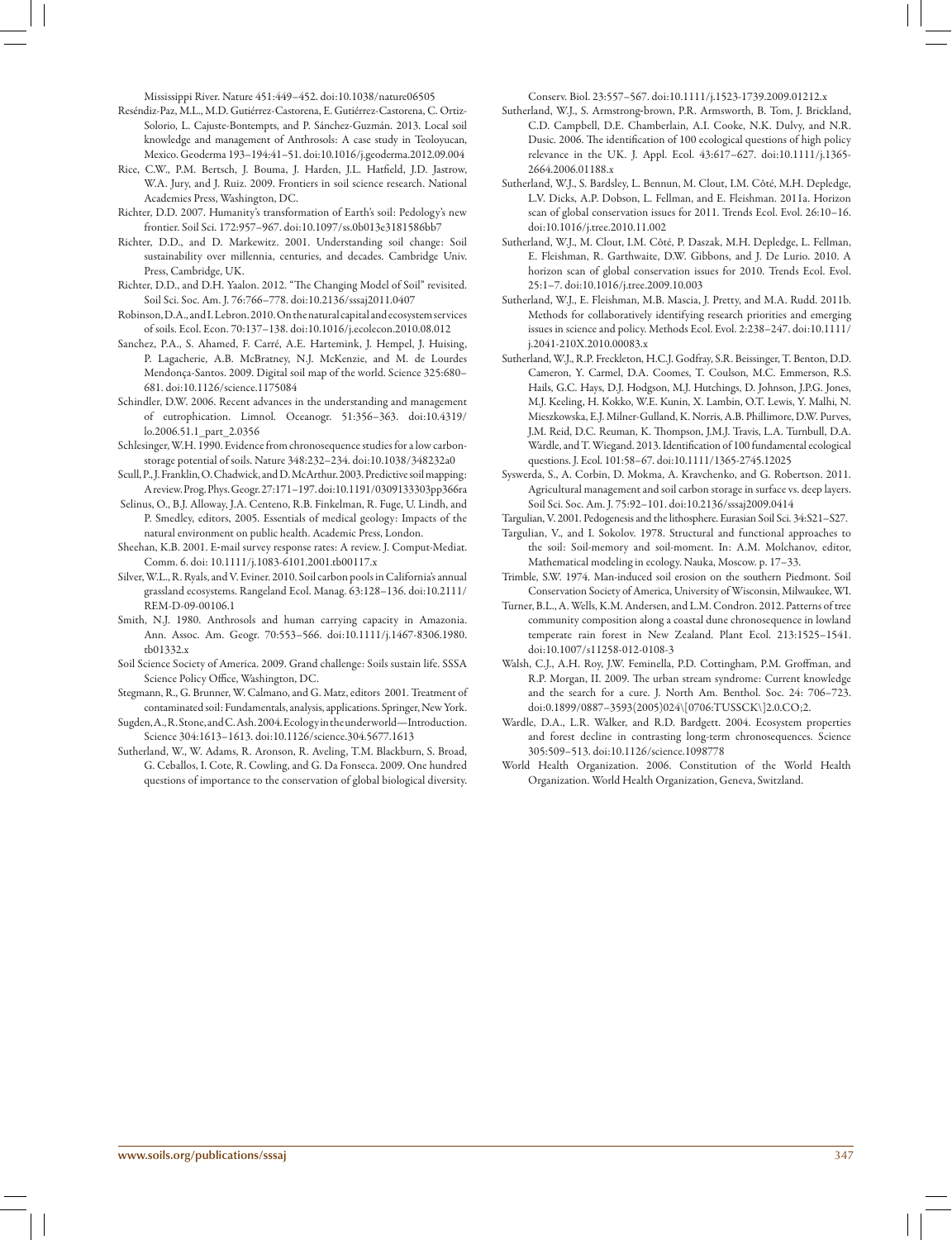Mississippi River. Nature 451:449–452. doi:10.1038/nature06505

Reséndiz-Paz, M.L., M.D. Gutiérrez-Castorena, E. Gutiérrez-Castorena, C. Ortiz-Solorio, L. Cajuste-Bontempts, and P. Sánchez-Guzmán. 2013. Local soil knowledge and management of Anthrosols: A case study in Teoloyucan, Mexico. Geoderma 193–194:41–51. doi:10.1016/j.geoderma.2012.09.004

Rice, C.W., P.M. Bertsch, J. Bouma, J. Harden, J.L. Hatfield, J.D. Jastrow, W.A. Jury, and J. Ruiz. 2009. Frontiers in soil science research. National Academies Press, Washington, DC.

Richter, D.D. 2007. Humanity's transformation of Earth's soil: Pedology's new frontier. Soil Sci. 172:957–967. doi:10.1097/ss.0b013e3181586bb7

Richter, D.D., and D. Markewitz. 2001. Understanding soil change: Soil sustainability over millennia, centuries, and decades. Cambridge Univ. Press, Cambridge, UK.

Richter, D.D., and D.H. Yaalon. 2012. "The Changing Model of Soil" revisited. Soil Sci. Soc. Am. J. 76:766–778. doi:10.2136/sssaj2011.0407

Robinson, D.A., and I. Lebron. 2010. On the natural capital and ecosystem services of soils. Ecol. Econ. 70:137–138. doi:10.1016/j.ecolecon.2010.08.012

Sanchez, P.A., S. Ahamed, F. Carré, A.E. Hartemink, J. Hempel, J. Huising, P. Lagacherie, A.B. McBratney, N.J. McKenzie, and M. de Lourdes Mendonça-Santos. 2009. Digital soil map of the world. Science 325:680–681. doi:10.1126/science.1175084

Schindler, D.W. 2006. Recent advances in the understanding and management of eutrophication. Limnol. Oceanogr. 51:356–363. doi:10.4319/lo.2006.51.1_part_2.0356

Schlesinger, W.H. 1990. Evidence from chronosequence studies for a low carbon-storage potential of soils. Nature 348:232–234. doi:10.1038/348232a0

Scull, P., J. Franklin, O. Chadwick, and D. McArthur. 2003. Predictive soil mapping: A review. Prog. Phys. Geogr. 27:171–197. doi:10.1191/0309133303pp366ra

Selinus, O., B.J. Alloway, J.A. Centeno, R.B. Finkelman, R. Fuge, U. Lindh, and P. Smedley, editors, 2005. Essentials of medical geology: Impacts of the natural environment on public health. Academic Press, London.

Sheehan, K.B. 2001. E-mail survey response rates: A review. J. Comput-Mediat. Comm. 6. doi: 10.1111/j.1083-6101.2001.tb00117.x

Silver, W.L., R. Ryals, and V. Eviner. 2010. Soil carbon pools in California's annual grassland ecosystems. Rangeland Ecol. Manag. 63:128–136. doi:10.2111/REM-D-09-00106.1

Smith, N.J. 1980. Anthrosols and human carrying capacity in Amazonia. Ann. Assoc. Am. Geogr. 70:553–566. doi:10.1111/j.1467-8306.1980.tb01332.x

Soil Science Society of America. 2009. Grand challenge: Soils sustain life. SSSA Science Policy Office, Washington, DC.

Stegmann, R., G. Brunner, W. Calmano, and G. Matz, editors 2001. Treatment of contaminated soil: Fundamentals, analysis, applications. Springer, New York.

Sugden, A., R. Stone, and C. Ash. 2004. Ecology in the underworld—Introduction. Science 304:1613–1613. doi:10.1126/science.304.5677.1613

Sutherland, W., W. Adams, R. Aronson, R. Aveling, T.M. Blackburn, S. Broad, G. Ceballos, I. Cote, R. Cowling, and G. Da Fonseca. 2009. One hundred questions of importance to the conservation of global biological diversity. Conserv. Biol. 23:557–567. doi:10.1111/j.1523-1739.2009.01212.x

Sutherland, W.J., S. Armstrong-brown, P.R. Armsworth, B. Tom, J. Brickland, C.D. Campbell, D.E. Chamberlain, A.I. Cooke, N.K. Dulvy, and N.R. Dusic. 2006. The identification of 100 ecological questions of high policy relevance in the UK. J. Appl. Ecol. 43:617–627. doi:10.1111/j.1365-2664.2006.01188.x

Sutherland, W.J., S. Bardsley, L. Bennun, M. Clout, I.M. Côté, M.H. Depledge, L.V. Dicks, A.P. Dobson, L. Fellman, and E. Fleishman. 2011a. Horizon scan of global conservation issues for 2011. Trends Ecol. Evol. 26:10–16. doi:10.1016/j.tree.2010.11.002

Sutherland, W.J., M. Clout, I.M. Côté, P. Daszak, M.H. Depledge, L. Fellman, E. Fleishman, R. Garthwaite, D.W. Gibbons, and J. De Lurio. 2010. A horizon scan of global conservation issues for 2010. Trends Ecol. Evol. 25:1–7. doi:10.1016/j.tree.2009.10.003

Sutherland, W.J., E. Fleishman, M.B. Mascia, J. Pretty, and M.A. Rudd. 2011b. Methods for collaboratively identifying research priorities and emerging issues in science and policy. Methods Ecol. Evol. 2:238–247. doi:10.1111/j.2041-210X.2010.00083.x

Sutherland, W.J., R.P. Freckleton, H.C.J. Godfray, S.R. Beissinger, T. Benton, D.D. Cameron, Y. Carmel, D.A. Coomes, T. Coulson, M.C. Emmerson, R.S. Hails, G.C. Hays, D.J. Hodgson, M.J. Hutchings, D. Johnson, J.P.G. Jones, M.J. Keeling, H. Kokko, W.E. Kunin, X. Lambin, O.T. Lewis, Y. Malhi, N. Mieszkowska, E.J. Milner-Gulland, K. Norris, A.B. Phillimore, D.W. Purves, J.M. Reid, D.C. Reuman, K. Thompson, J.M.J. Travis, L.A. Turnbull, D.A. Wardle, and T. Wiegand. 2013. Identification of 100 fundamental ecological questions. J. Ecol. 101:58–67. doi:10.1111/1365-2745.12025

Syswerda, S., A. Corbin, D. Mokma, A. Kravchenko, and G. Robertson. 2011. Agricultural management and soil carbon storage in surface vs. deep layers. Soil Sci. Soc. Am. J. 75:92–101. doi:10.2136/sssaj2009.0414

Targulian, V. 2001. Pedogenesis and the lithosphere. Eurasian Soil Sci. 34:S21–S27.

Targulian, V., and I. Sokolov. 1978. Structural and functional approaches to the soil: Soil-memory and soil-moment. In: A.M. Molchanov, editor, Mathematical modeling in ecology. Nauka, Moscow. p. 17–33.

Trimble, S.W. 1974. Man-induced soil erosion on the southern Piedmont. Soil Conservation Society of America, University of Wisconsin, Milwaukee, WI.

Turner, B.L., A. Wells, K.M. Andersen, and L.M. Condron. 2012. Patterns of tree community composition along a coastal dune chronosequence in lowland temperate rain forest in New Zealand. Plant Ecol. 213:1525–1541. doi:10.1007/s11258-012-0108-3

Walsh, C.J., A.H. Roy, J.W. Feminella, P.D. Cottingham, P.M. Groffman, and R.P. Morgan, II. 2009. The urban stream syndrome: Current knowledge and the search for a cure. J. North Am. Benthol. Soc. 24: 706–723. doi:0.1899/0887–3593(2005)024\[0706:TUSSCK\]2.0.CO;2.

Wardle, D.A., L.R. Walker, and R.D. Bardgett. 2004. Ecosystem properties and forest decline in contrasting long-term chronosequences. Science 305:509–513. doi:10.1126/science.1098778

World Health Organization. 2006. Constitution of the World Health Organization. World Health Organization, Geneva, Switzerland.